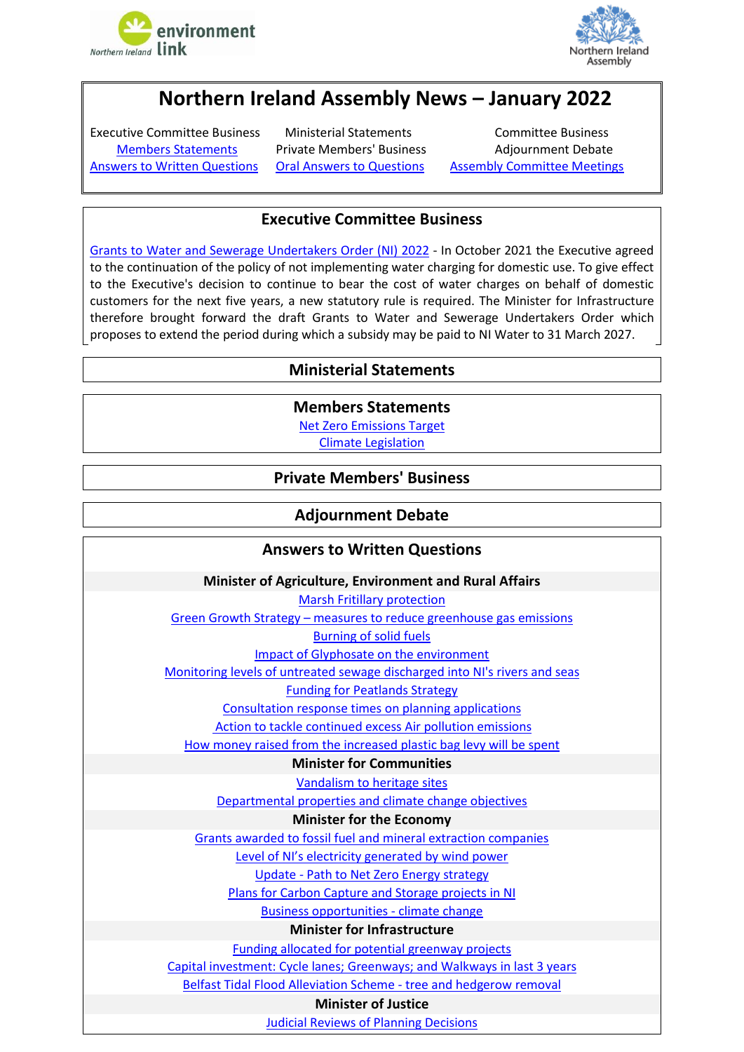# Northern Ireland Assembly News – January 2022

| | | |
|---|---|---|
| Executive Committee Business | Ministerial Statements | Committee Business |
| Members Statements | Private Members' Business | Adjournment Debate |
| Answers to Written Questions | Oral Answers to Questions | Assembly Committee Meetings |

## Executive Committee Business

Grants to Water and Sewerage Undertakers Order (NI) 2022 - In October 2021 the Executive agreed to the continuation of the policy of not implementing water charging for domestic use. To give effect to the Executive's decision to continue to bear the cost of water charges on behalf of domestic customers for the next five years, a new statutory rule is required. The Minister for Infrastructure therefore brought forward the draft Grants to Water and Sewerage Undertakers Order which proposes to extend the period during which a subsidy may be paid to NI Water to 31 March 2027.

## Ministerial Statements

## Members Statements

Net Zero Emissions Target

Climate Legislation

## Private Members' Business

## Adjournment Debate

## Answers to Written Questions

### Minister of Agriculture, Environment and Rural Affairs

Marsh Fritillary protection

Green Growth Strategy – measures to reduce greenhouse gas emissions

Burning of solid fuels

Impact of Glyphosate on the environment

Monitoring levels of untreated sewage discharged into NI's rivers and seas

Funding for Peatlands Strategy

Consultation response times on planning applications

Action to tackle continued excess Air pollution emissions

How money raised from the increased plastic bag levy will be spent

### Minister for Communities

Vandalism to heritage sites

Departmental properties and climate change objectives

### Minister for the Economy

Grants awarded to fossil fuel and mineral extraction companies

Level of NI's electricity generated by wind power

Update - Path to Net Zero Energy strategy

Plans for Carbon Capture and Storage projects in NI

Business opportunities - climate change

### Minister for Infrastructure

Funding allocated for potential greenway projects

Capital investment: Cycle lanes; Greenways; and Walkways in last 3 years

Belfast Tidal Flood Alleviation Scheme - tree and hedgerow removal

### Minister of Justice

Judicial Reviews of Planning Decisions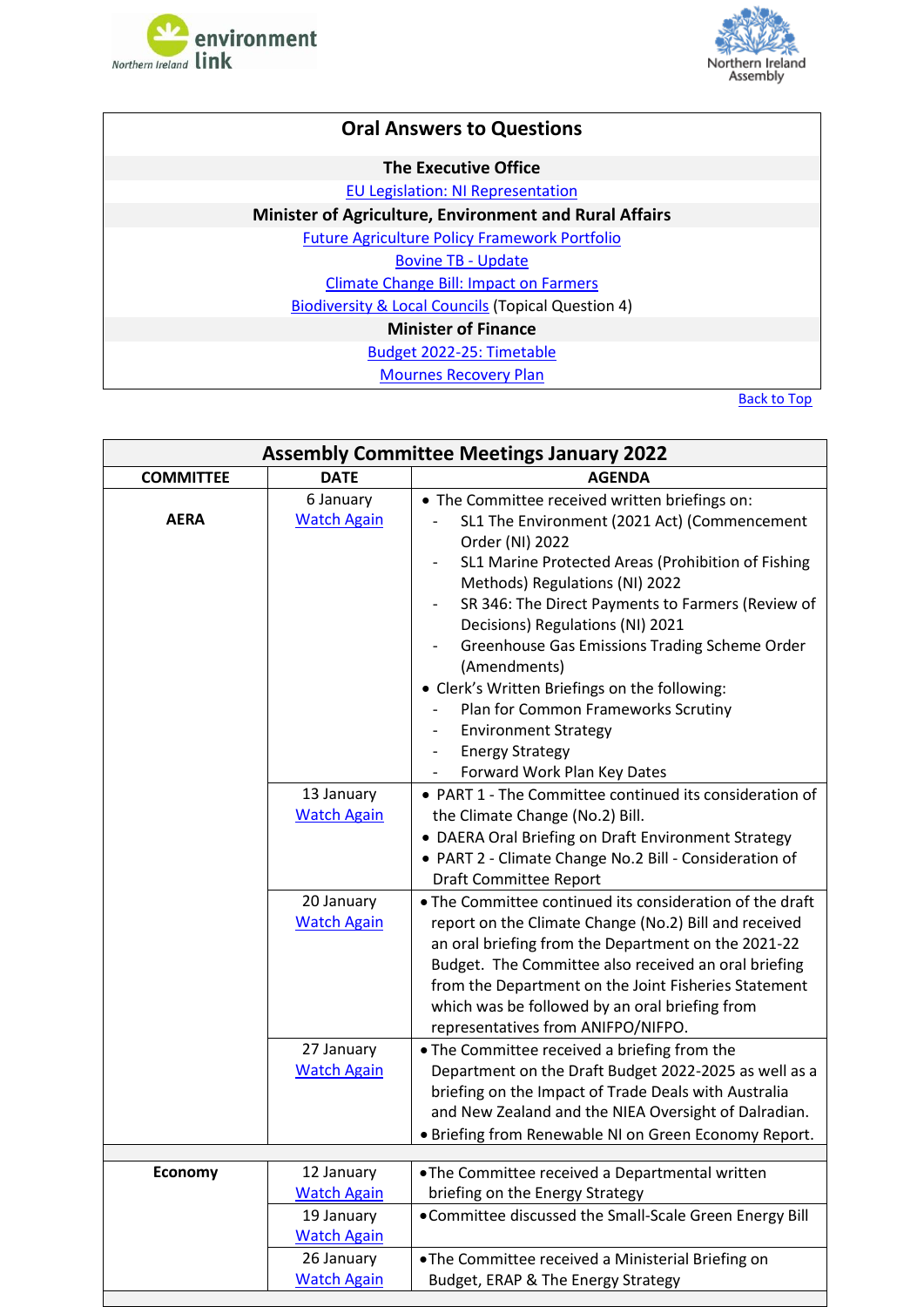| Oral Answers to Questions |
|---|
| **The Executive Office** |
| EU Legislation: NI Representation |
| **Minister of Agriculture, Environment and Rural Affairs** |
| Future Agriculture Policy Framework Portfolio |
| Bovine TB - Update |
| Climate Change Bill: Impact on Farmers |
| Biodiversity & Local Councils (Topical Question 4) |
| **Minister of Finance** |
| Budget 2022-25: Timetable |
| Mournes Recovery Plan |

Back to Top

| Assembly Committee Meetings January 2022 | | |
|---|---|---|
| **COMMITTEE** | **DATE** | **AGENDA** |
| **AERA** | 6 January<br>Watch Again | • The Committee received written briefings on:<br>- SL1 The Environment (2021 Act) (Commencement Order (NI) 2022<br>- SL1 Marine Protected Areas (Prohibition of Fishing Methods) Regulations (NI) 2022<br>- SR 346: The Direct Payments to Farmers (Review of Decisions) Regulations (NI) 2021<br>- Greenhouse Gas Emissions Trading Scheme Order (Amendments)<br>• Clerk's Written Briefings on the following:<br>- Plan for Common Frameworks Scrutiny<br>- Environment Strategy<br>- Energy Strategy<br>- Forward Work Plan Key Dates |
| | 13 January<br>Watch Again | • PART 1 - The Committee continued its consideration of the Climate Change (No.2) Bill.<br>• DAERA Oral Briefing on Draft Environment Strategy<br>• PART 2 - Climate Change No.2 Bill - Consideration of Draft Committee Report |
| | 20 January<br>Watch Again | • The Committee continued its consideration of the draft report on the Climate Change (No.2) Bill and received an oral briefing from the Department on the 2021-22 Budget. The Committee also received an oral briefing from the Department on the Joint Fisheries Statement which was be followed by an oral briefing from representatives from ANIFPO/NIFPO. |
| | 27 January<br>Watch Again | • The Committee received a briefing from the Department on the Draft Budget 2022-2025 as well as a briefing on the Impact of Trade Deals with Australia and New Zealand and the NIEA Oversight of Dalradian.<br>• Briefing from Renewable NI on Green Economy Report. |
| | | |
| **Economy** | 12 January<br>Watch Again | • The Committee received a Departmental written briefing on the Energy Strategy |
| | 19 January<br>Watch Again | • Committee discussed the Small-Scale Green Energy Bill |
| | 26 January<br>Watch Again | • The Committee received a Ministerial Briefing on Budget, ERAP & The Energy Strategy |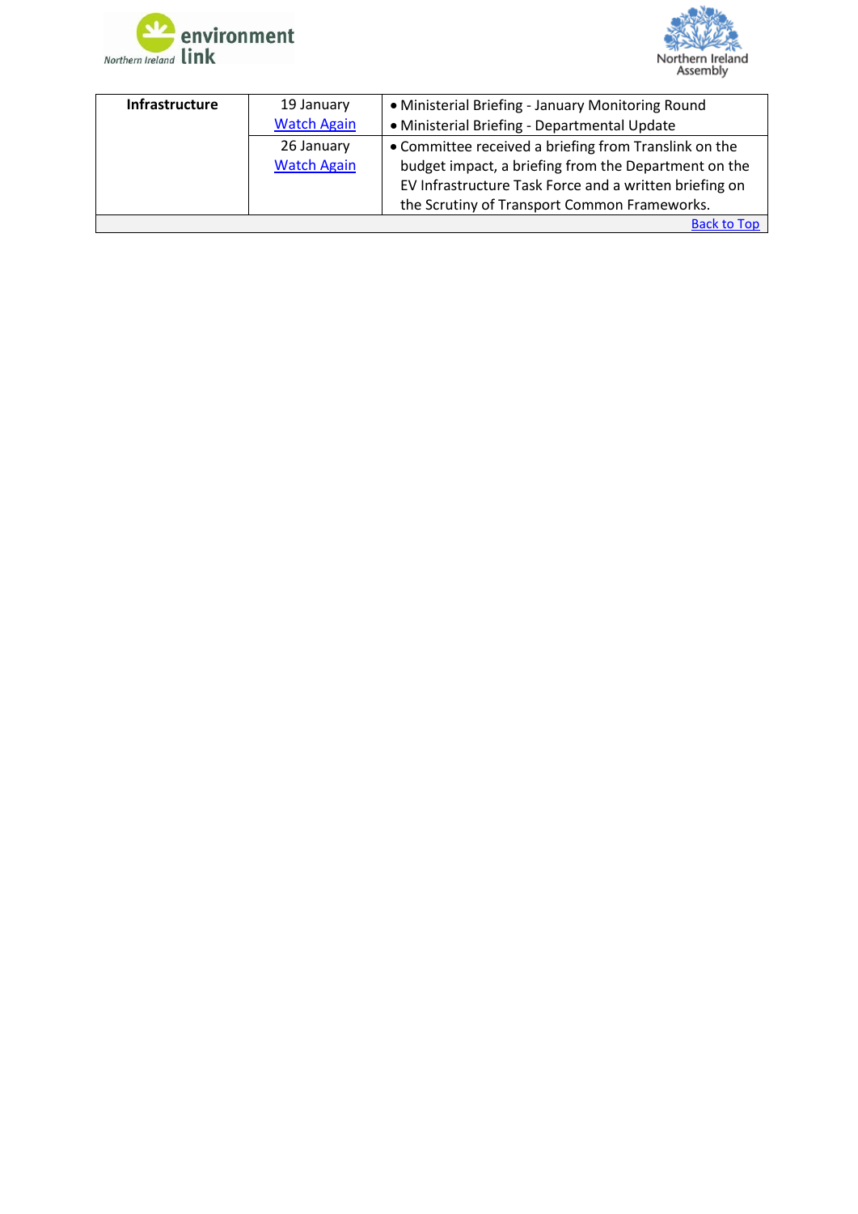| | | |
|---|---|---|
| **Infrastructure** | 19 January<br>Watch Again | • Ministerial Briefing - January Monitoring Round<br>• Ministerial Briefing - Departmental Update |
| | 26 January<br>Watch Again | • Committee received a briefing from Translink on the budget impact, a briefing from the Department on the EV Infrastructure Task Force and a written briefing on the Scrutiny of Transport Common Frameworks. |
| | | Back to Top |